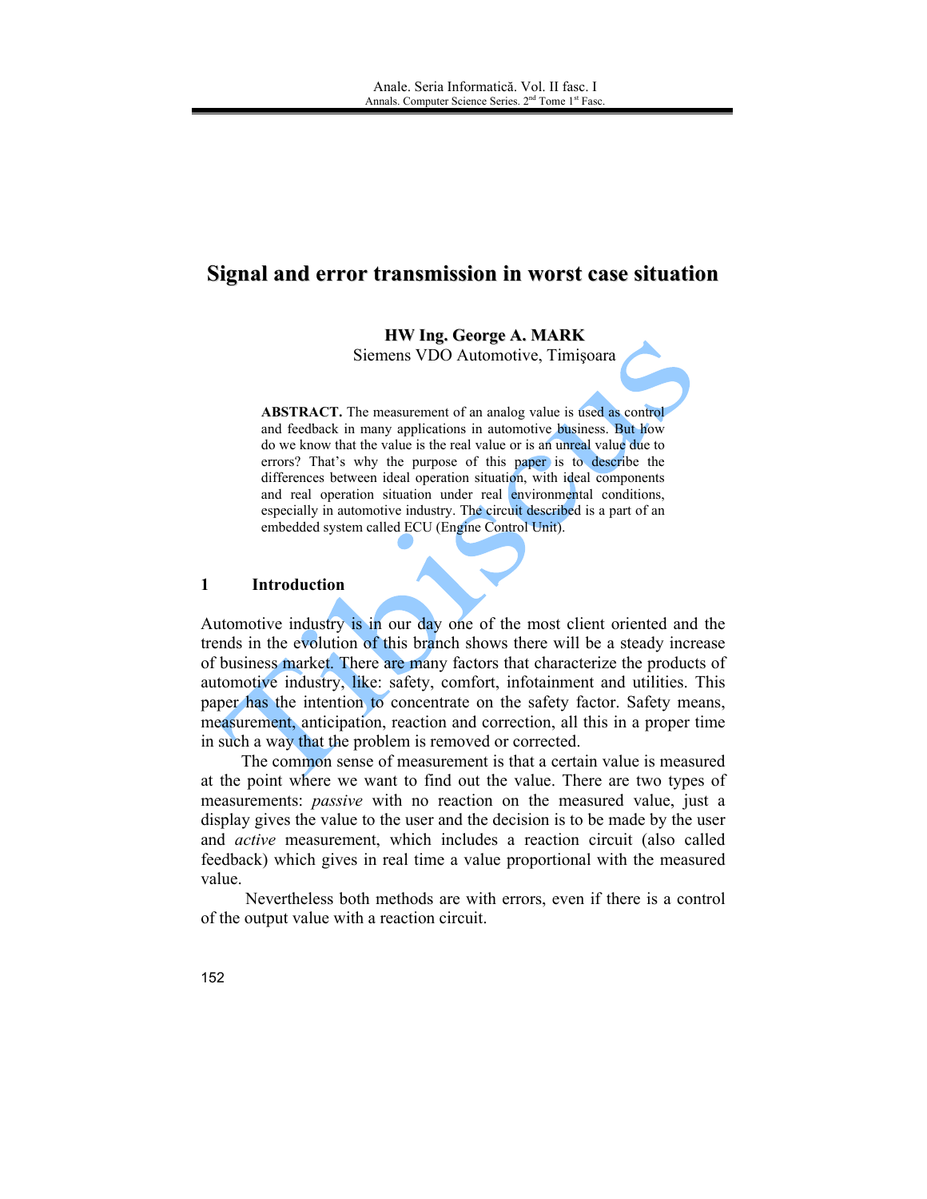# Signal and error transmission in worst case situation

**HW Ing. George A. MARK**
Siemens VDO Automotive, Timişoara

**ABSTRACT.** The measurement of an analog value is used as control and feedback in many applications in automotive business. But how do we know that the value is the real value or is an unreal value due to errors? That's why the purpose of this paper is to describe the differences between ideal operation situation, with ideal components and real operation situation under real environmental conditions, especially in automotive industry. The circuit described is a part of an embedded system called ECU (Engine Control Unit).

## 1 Introduction

Automotive industry is in our day one of the most client oriented and the trends in the evolution of this branch shows there will be a steady increase of business market. There are many factors that characterize the products of automotive industry, like: safety, comfort, infotainment and utilities. This paper has the intention to concentrate on the safety factor. Safety means, measurement, anticipation, reaction and correction, all this in a proper time in such a way that the problem is removed or corrected.

The common sense of measurement is that a certain value is measured at the point where we want to find out the value. There are two types of measurements: *passive* with no reaction on the measured value, just a display gives the value to the user and the decision is to be made by the user and *active* measurement, which includes a reaction circuit (also called feedback) which gives in real time a value proportional with the measured value.

Nevertheless both methods are with errors, even if there is a control of the output value with a reaction circuit.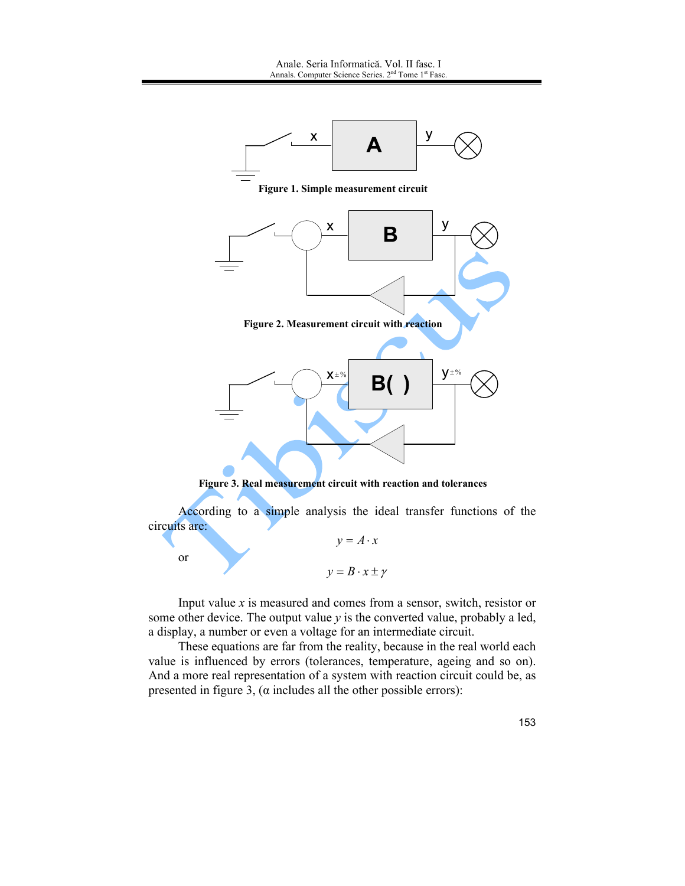Figure 1. Simple measurement circuit

Figure 2. Measurement circuit with reaction

Figure 3. Real measurement circuit with reaction and tolerances

According to a simple analysis the ideal transfer functions of the circuits are:

$$y = A \cdot x$$

or

$$y = B \cdot x \pm \gamma$$

Input value $x$ is measured and comes from a sensor, switch, resistor or some other device. The output value $y$ is the converted value, probably a led, a display, a number or even a voltage for an intermediate circuit.

These equations are far from the reality, because in the real world each value is influenced by errors (tolerances, temperature, ageing and so on). And a more real representation of a system with reaction circuit could be, as presented in figure 3, ($\alpha$ includes all the other possible errors):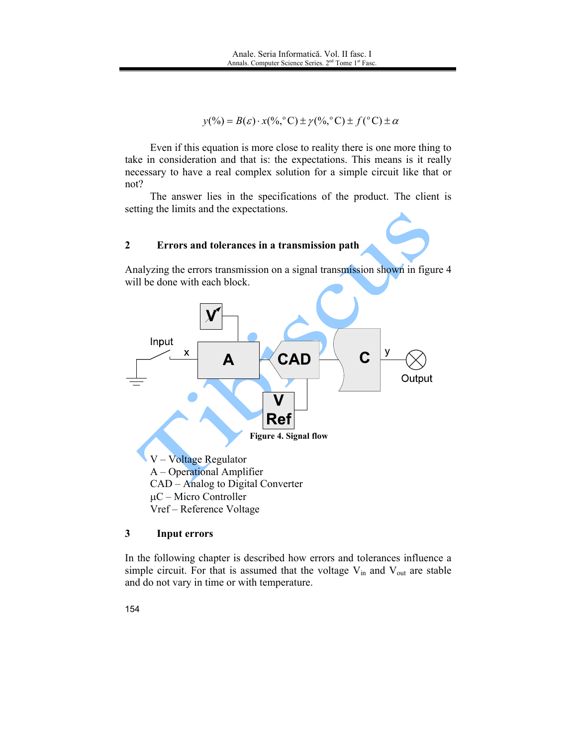$$y(\%) = B(\varepsilon) \cdot x(\%, ^{\circ}\mathrm{C}) \pm \gamma(\%, ^{\circ}\mathrm{C}) \pm f(^{\circ}\mathrm{C}) \pm \alpha$$

Even if this equation is more close to reality there is one more thing to take in consideration and that is: the expectations. This means is it really necessary to have a real complex solution for a simple circuit like that or not?

The answer lies in the specifications of the product. The client is setting the limits and the expectations.

## 2 Errors and tolerances in a transmission path

Analyzing the errors transmission on a signal transmission shown in figure 4 will be done with each block.

**Figure 4. Signal flow**

V – Voltage Regulator
A – Operational Amplifier
CAD – Analog to Digital Converter
µC – Micro Controller
Vref – Reference Voltage

## 3 Input errors

In the following chapter is described how errors and tolerances influence a simple circuit. For that is assumed that the voltage $V_{in}$ and $V_{out}$ are stable and do not vary in time or with temperature.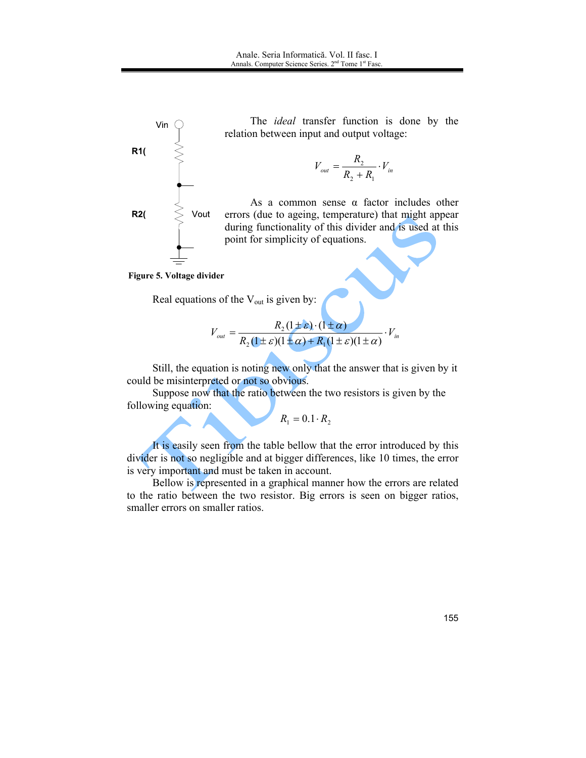The *ideal* transfer function is done by the relation between input and output voltage:

$$V_{out} = \frac{R_2}{R_2 + R_1} \cdot V_{in}$$

As a common sense α factor includes other errors (due to ageing, temperature) that might appear during functionality of this divider and is used at this point for simplicity of equations.

Vin

R1(

R2(

Vout

**Figure 5. Voltage divider**

Real equations of the $V_{out}$ is given by:

$$V_{out} = \frac{R_2(1 \pm \varepsilon) \cdot (1 \pm \alpha)}{R_2(1 \pm \varepsilon)(1 \pm \alpha) + R_1(1 \pm \varepsilon)(1 \pm \alpha)} \cdot V_{in}$$

Still, the equation is noting new only that the answer that is given by it could be misinterpreted or not so obvious.

Suppose now that the ratio between the two resistors is given by the following equation:

$$R_1 = 0.1 \cdot R_2$$

It is easily seen from the table bellow that the error introduced by this divider is not so negligible and at bigger differences, like 10 times, the error is very important and must be taken in account.

Bellow is represented in a graphical manner how the errors are related to the ratio between the two resistor. Big errors is seen on bigger ratios, smaller errors on smaller ratios.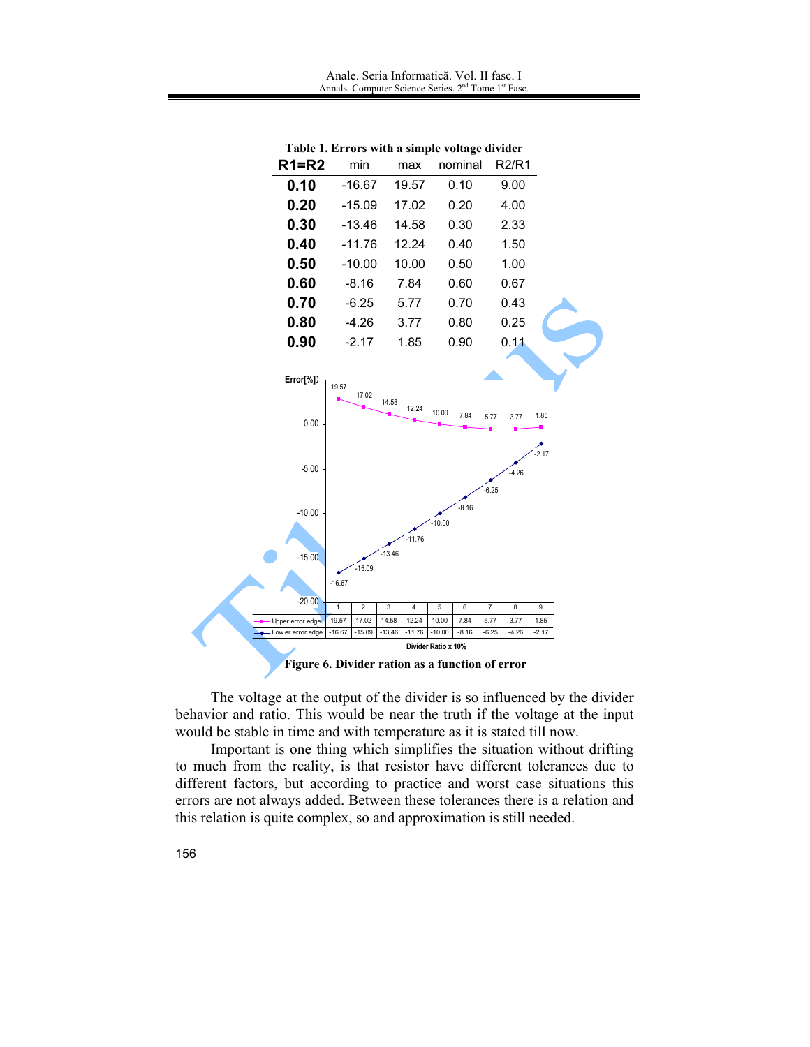Table 1. Errors with a simple voltage divider

| R1=R2 | min | max | nominal | R2/R1 |
|---|---|---|---|---|
| **0.10** | -16.67 | 19.57 | 0.10 | 9.00 |
| **0.20** | -15.09 | 17.02 | 0.20 | 4.00 |
| **0.30** | -13.46 | 14.58 | 0.30 | 2.33 |
| **0.40** | -11.76 | 12.24 | 0.40 | 1.50 |
| **0.50** | -10.00 | 10.00 | 0.50 | 1.00 |
| **0.60** | -8.16 | 7.84 | 0.60 | 0.67 |
| **0.70** | -6.25 | 5.77 | 0.70 | 0.43 |
| **0.80** | -4.26 | 3.77 | 0.80 | 0.25 |
| **0.90** | -2.17 | 1.85 | 0.90 | 0.11 |

| | 1 | 2 | 3 | 4 | 5 | 6 | 7 | 8 | 9 |
|---|---|---|---|---|---|---|---|---|---|
| Upper error edge | 19.57 | 17.02 | 14.58 | 12.24 | 10.00 | 7.84 | 5.77 | 3.77 | 1.85 |
| Lower error edge | -16.67 | -15.09 | -13.46 | -11.76 | -10.00 | -8.16 | -6.25 | -4.26 | -2.17 |

Divider Ratio x 10%

**Figure 6. Divider ration as a function of error**

The voltage at the output of the divider is so influenced by the divider behavior and ratio. This would be near the truth if the voltage at the input would be stable in time and with temperature as it is stated till now.

Important is one thing which simplifies the situation without drifting to much from the reality, is that resistor have different tolerances due to different factors, but according to practice and worst case situations this errors are not always added. Between these tolerances there is a relation and this relation is quite complex, so and approximation is still needed.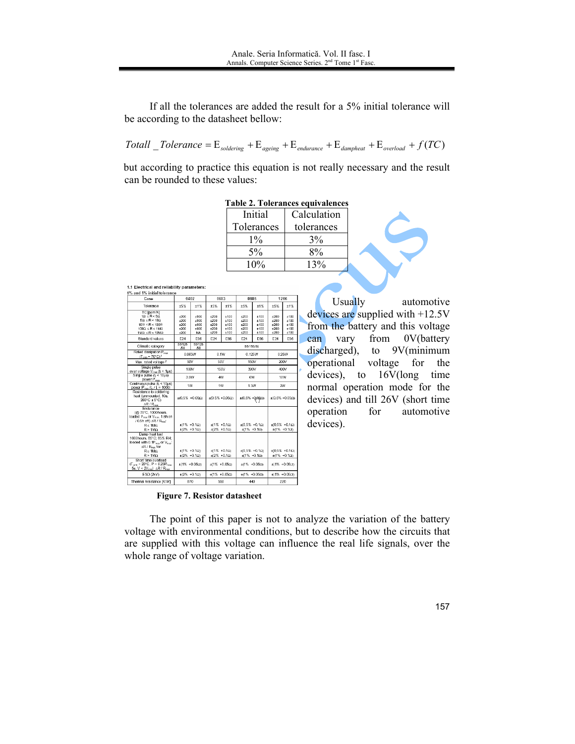If all the tolerances are added the result for a 5% initial tolerance will be according to the datasheet bellow:

$$Totall\_Tolerance = \mathrm{E}_{soldering} + \mathrm{E}_{ageing} + \mathrm{E}_{endurance} + \mathrm{E}_{dampheat} + \mathrm{E}_{overload} + f(TC)$$

but according to practice this equation is not really necessary and the result can be rounded to these values:

**Table 2. Tolerances equivalences**

| Initial Tolerances | Calculation tolerances |
|---|---|
| 1% | 3% |
| 5% | 8% |
| 10% | 13% |

**1.1 Electrical and reliability parameters:**
5% and 1% initial tolerance

| Case | 0402 | | 0603 | | 0805 | | 1206 | |
|---|---|---|---|---|---|---|---|---|
| Tolerance | ±5% | ±1% | ±5% | ±1% | ±5% | ±1% | ±5% | ±1% |
| TC [ppm/K] 1Ω ≤ R < 5Ω; 5Ω ≤ R < 10Ω; 10Ω ≤ R < 100Ω; 100Ω ≤ R < 1MΩ; 1MΩ ≤ R < 10MΩ | ±200 ±200 ±200 ±200 ±200 | ±100 ±100 ±100 ±100 NA | ±200 ±200 ±200 ±200 ±200 | ±100 ±100 ±100 ±100 ±100 | ±200 ±200 ±200 ±200 ±200 | ±100 ±100 ±100 ±100 ±100 | ±200 ±200 ±200 ±200 ±200 | ±100 ±100 ±100 ±100 ±100 |
| Standard values | E24 | E96 | E24 | E96 | E24 | E96 | E24 | E96 |
| Climatic category | 55/125/56 | 55/125/56 | 55/155/56 | | | | | |
| Rated dissipation $P_{max}$ ($T_{amb}$ = 70°C) | 0.063W | | 0.1W | | 0.125W | | 0.25W | |
| Max. rated voltage | 50V | | 50V | | 150V | | 200V | |
| Single pulse over voltage $V_{max}$ (t < 1µs) | 100V | | 150V | | 300V | | 400V | |
| Single pulse (t < 10µs) power $P_{max}$ | 3.5W | | 4W | | 6W | | 10W | |
| Continuous pulse (t < 10µs) power $P_{max}$ (t / t = 1000) | 1W | | 1W | | 1.3W | | 2W | |
| Resistance to soldering heat (unmounted, 10s, 260°C ± 5°C) ΔR / $R_{max}$ | ±(0.5% +0.05Ω) | | ±(0.5% +0.05Ω) | | ±(0.5% +0.05Ω) | | ±(0.5% +0.05Ω) | |
| Endurance (@ 70°C, 1000hours, loaded $P_{max}$ or $V_{max}$, 1.5h on / 0.5h off) ΔR / $R_{max}$: R ≤ 1MΩ; R > 1MΩ | ±(1% +0.1Ω) ±(2% +0.1Ω) | | ±(1% +0.1Ω) ±(2% +0.1Ω) | | ±(0.5% +0.1Ω) ±(1% +0.1Ω) | | ±(0.5% +0.1Ω) ±(1% +0.1Ω) | |
| Damp heat test 1000hours, 85°C, 85% RH; loaded with 0.1$P_{max}$ or $V_{max}$; ΔR / $R_{max}$ for R ≤ 1MΩ; R > 1MΩ | ±(1% +0.1Ω) ±(2% +0.1Ω) | | ±(1% +0.1Ω) ±(2% +0.1Ω) | | ±(0.5% +0.1Ω) ±(1% +0.1Ω) | | ±(0.5% +0.1Ω) ±(1% +0.1Ω) | |
| Short time overload ($T_{amb}$ = 20°C, P = 6.25$P_{max}$, 5s, V < 2$V_{max}$) ΔR / $R_{max}$ | ±(1% +0.05Ω) | | ±(1% +0.05Ω) | | ±(1% +0.05Ω) | | ±(1% +0.05Ω) | |
| ESD (2kV) | ±(2% +0.1Ω) | | ±(1% +0.05Ω) | | ±(1% +0.05Ω) | | ±(1% +0.05Ω) | |
| Thermal resistance [K/W] | 870 | | 550 | | 440 | | 220 | |

**Figure 7. Resistor datasheet**

Usually automotive devices are supplied with +12.5V from the battery and this voltage can vary from 0V(battery discharged), to 9V(minimum operational voltage for the devices), to 16V(long time normal operation mode for the devices) and till 26V (short time operation for automotive devices).

The point of this paper is not to analyze the variation of the battery voltage with environmental conditions, but to describe how the circuits that are supplied with this voltage can influence the real life signals, over the whole range of voltage variation.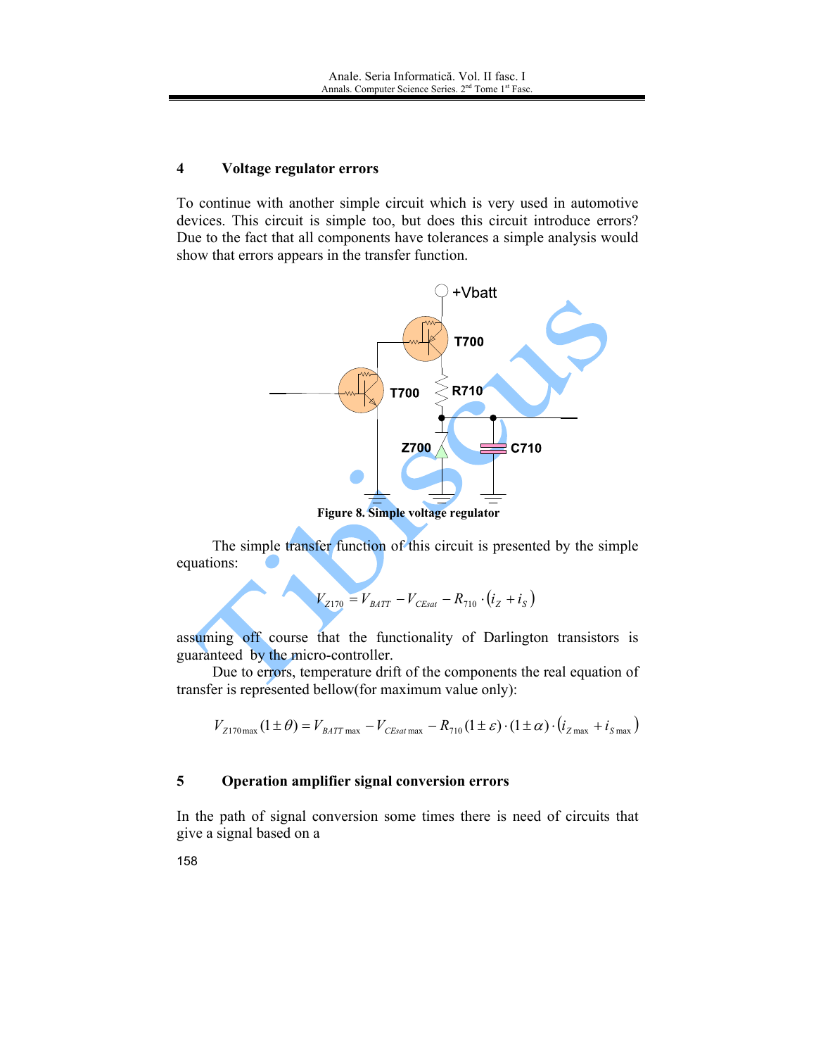## 4 Voltage regulator errors

To continue with another simple circuit which is very used in automotive devices. This circuit is simple too, but does this circuit introduce errors? Due to the fact that all components have tolerances a simple analysis would show that errors appears in the transfer function.

Figure 8. Simple voltage regulator

The simple transfer function of this circuit is presented by the simple equations:

$$V_{Z170} = V_{BATT} - V_{CEsat} - R_{710} \cdot (i_Z + i_S)$$

assuming off course that the functionality of Darlington transistors is guaranteed by the micro-controller.

Due to errors, temperature drift of the components the real equation of transfer is represented bellow(for maximum value only):

$$V_{Z170\max}(1 \pm \theta) = V_{BATT\max} - V_{CEsat\max} - R_{710}(1 \pm \varepsilon) \cdot (1 \pm \alpha) \cdot (i_{Z\max} + i_{S\max})$$

## 5 Operation amplifier signal conversion errors

In the path of signal conversion some times there is need of circuits that give a signal based on a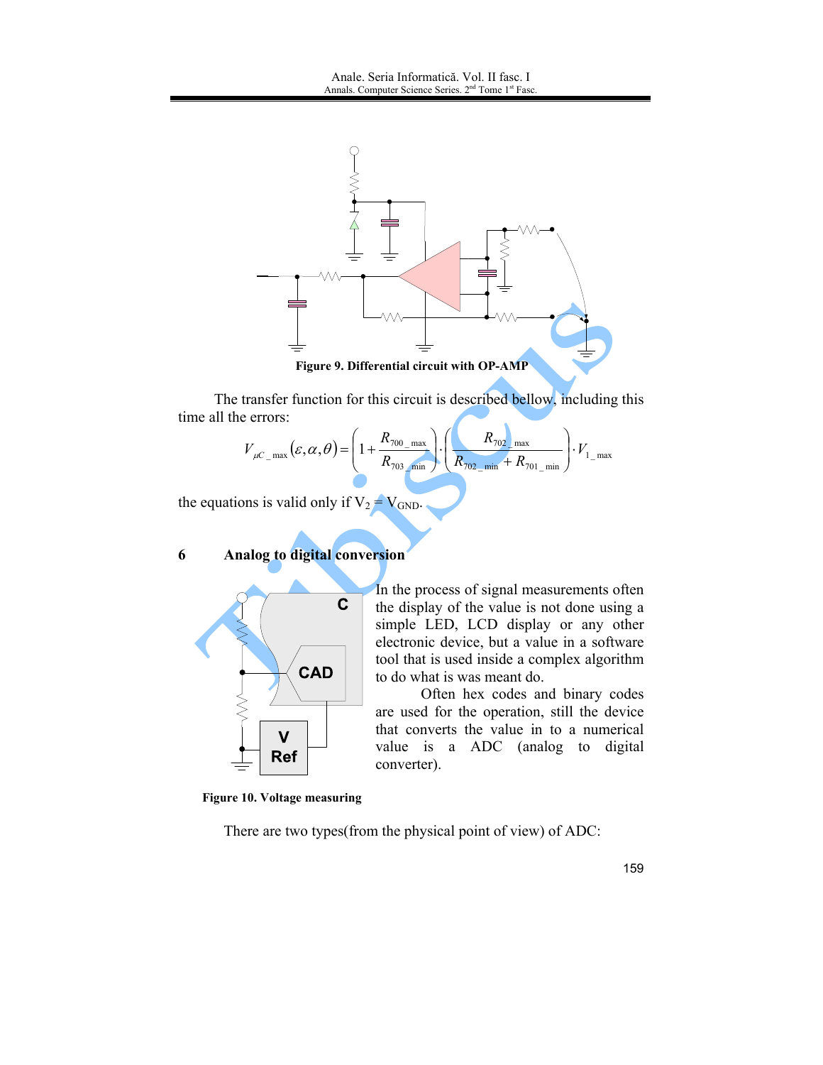Figure 9. Differential circuit with OP-AMP

The transfer function for this circuit is described bellow, including this time all the errors:

$$V_{\mu C\_max}(\varepsilon,\alpha,\theta) = \left(1 + \frac{R_{700\_max}}{R_{703\_min}}\right) \cdot \left(\frac{R_{702\_max}}{R_{702\_min} + R_{701\_min}}\right) \cdot V_{1\_max}$$

the equations is valid only if $V_2 = V_{GND}$.

## 6 Analog to digital conversion

In the process of signal measurements often the display of the value is not done using a simple LED, LCD display or any other electronic device, but a value in a software tool that is used inside a complex algorithm to do what is was meant do.

Often hex codes and binary codes are used for the operation, still the device that converts the value in to a numerical value is a ADC (analog to digital converter).

Figure 10. Voltage measuring

There are two types(from the physical point of view) of ADC: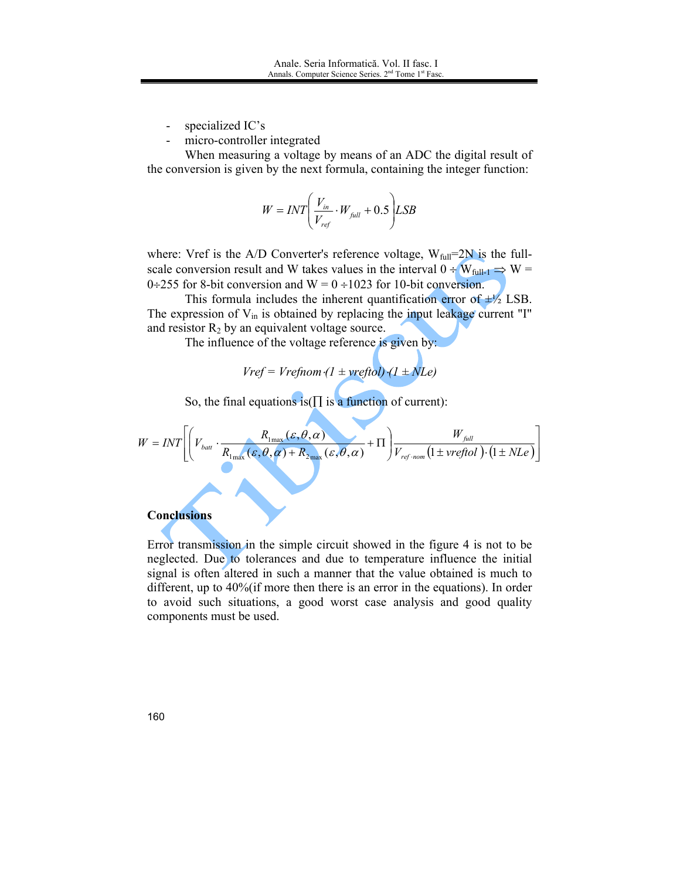- specialized IC's
- micro-controller integrated

When measuring a voltage by means of an ADC the digital result of the conversion is given by the next formula, containing the integer function:

$$W = INT\left(\frac{V_{in}}{V_{ref}} \cdot W_{full} + 0.5\right)LSB$$

where: Vref is the A/D Converter's reference voltage, $W_{full}$=2N is the full-scale conversion result and W takes values in the interval $0 \div W_{full-1} \Rightarrow W = 0 \div 255$ for 8-bit conversion and $W = 0 \div 1023$ for 10-bit conversion.

This formula includes the inherent quantification error of ±½ LSB. The expression of $V_{in}$ is obtained by replacing the input leakage current "I" and resistor $R_2$ by an equivalent voltage source.

The influence of the voltage reference is given by:

$$Vref = Vrefnom \cdot (1 \pm vreftol) \cdot (1 \pm NLe)$$

So, the final equations is($\prod$ is a function of current):

$$W = INT\left[\left(V_{batt} \cdot \frac{R_{1\max}(\varepsilon,\theta,\alpha)}{R_{1\max}(\varepsilon,\theta,\alpha) + R_{2\max}(\varepsilon,\theta,\alpha)} + \Pi\right)\frac{W_{full}}{V_{ref \cdot nom}\left(1 \pm vreftol\right)\cdot\left(1 \pm NLe\right)}\right]$$

## Conclusions

Error transmission in the simple circuit showed in the figure 4 is not to be neglected. Due to tolerances and due to temperature influence the initial signal is often altered in such a manner that the value obtained is much to different, up to 40%(if more then there is an error in the equations). In order to avoid such situations, a good worst case analysis and good quality components must be used.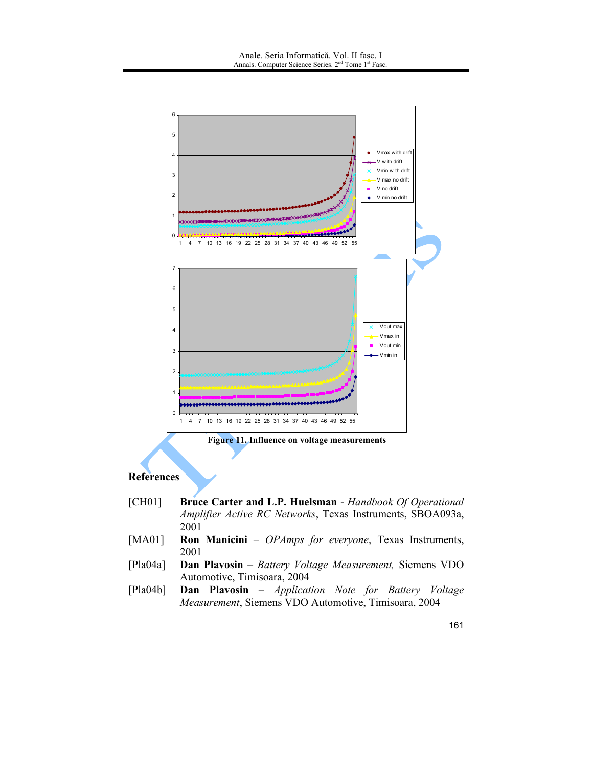6
5
4
3
2
1
0

1 4 7 10 13 16 19 22 25 28 31 34 37 40 43 46 49 52 55

Vmax with drift
V with drift
Vmin with drift
V max no drift
V no drift
V min no drift

7
6
5
4
3
2
1
0

1 4 7 10 13 16 19 22 25 28 31 34 37 40 43 46 49 52 55

Vout max
Vmax in
Vout min
Vmin in

**Figure 11. Influence on voltage measurements**

## References

[CH01] **Bruce Carter and L.P. Huelsman** - *Handbook Of Operational Amplifier Active RC Networks*, Texas Instruments, SBOA093a, 2001

[MA01] **Ron Manicini** – *OPAmps for everyone*, Texas Instruments, 2001

[Pla04a] **Dan Plavosin** – *Battery Voltage Measurement,* Siemens VDO Automotive, Timisoara, 2004

[Pla04b] **Dan Plavosin** – *Application Note for Battery Voltage Measurement*, Siemens VDO Automotive, Timisoara, 2004